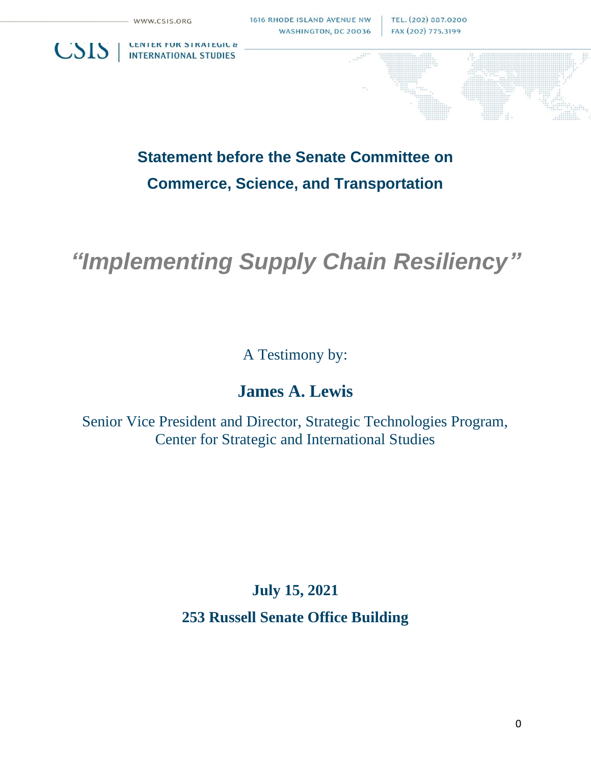WWW.CSIS.ORG

1616 RHODE ISLAND AVENUE NW
WASHINGTON, DC 20036

TEL. (202) 887.0200
FAX (202) 775.3199

CSIS | CENTER FOR STRATEGIC & INTERNATIONAL STUDIES

## Statement before the Senate Committee on Commerce, Science, and Transportation

# *"Implementing Supply Chain Resiliency"*

A Testimony by:

**James A. Lewis**

Senior Vice President and Director, Strategic Technologies Program,
Center for Strategic and International Studies

**July 15, 2021**

**253 Russell Senate Office Building**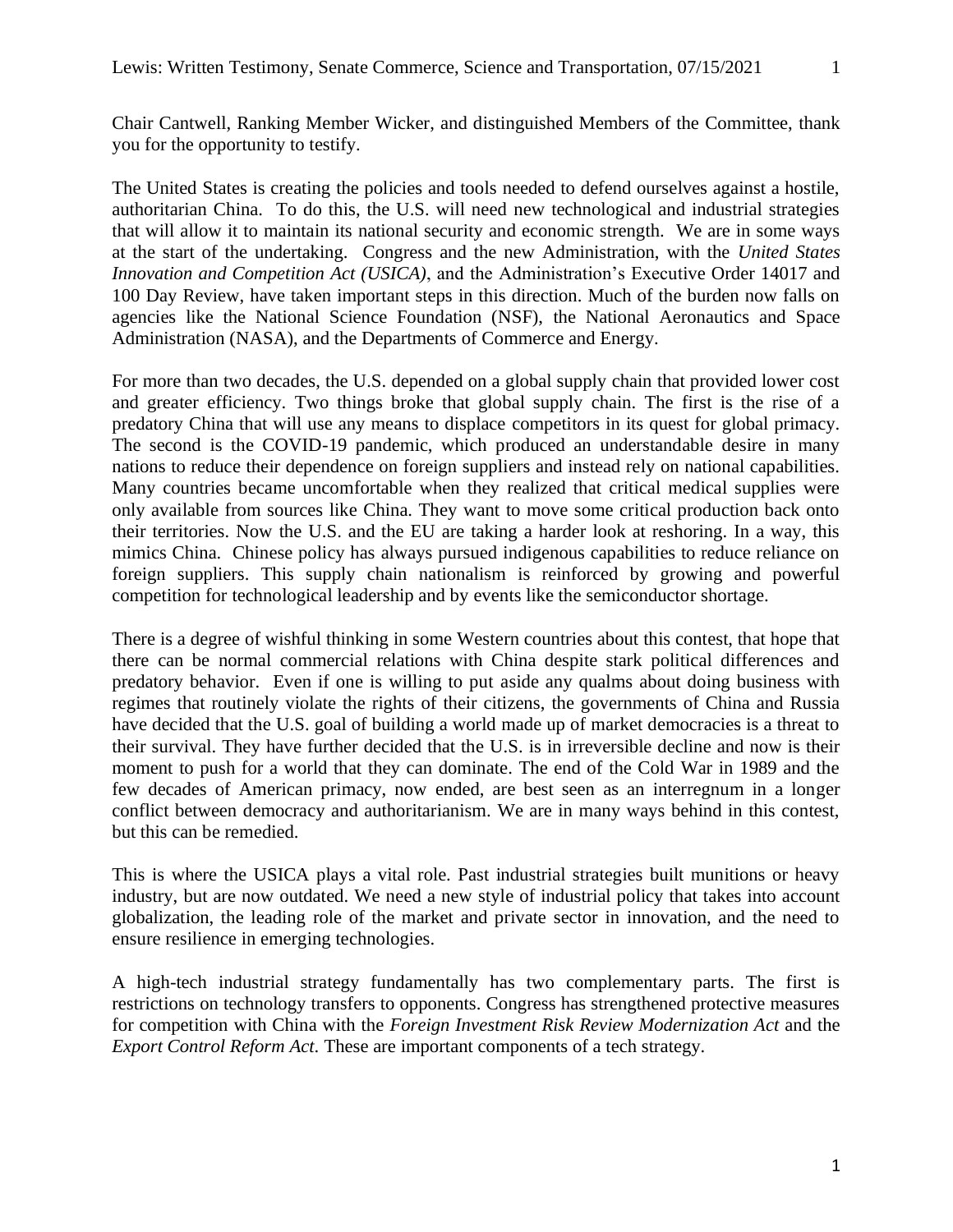Chair Cantwell, Ranking Member Wicker, and distinguished Members of the Committee, thank you for the opportunity to testify.

The United States is creating the policies and tools needed to defend ourselves against a hostile, authoritarian China. To do this, the U.S. will need new technological and industrial strategies that will allow it to maintain its national security and economic strength. We are in some ways at the start of the undertaking. Congress and the new Administration, with the *United States Innovation and Competition Act (USICA)*, and the Administration's Executive Order 14017 and 100 Day Review, have taken important steps in this direction. Much of the burden now falls on agencies like the National Science Foundation (NSF), the National Aeronautics and Space Administration (NASA), and the Departments of Commerce and Energy.

For more than two decades, the U.S. depended on a global supply chain that provided lower cost and greater efficiency. Two things broke that global supply chain. The first is the rise of a predatory China that will use any means to displace competitors in its quest for global primacy. The second is the COVID-19 pandemic, which produced an understandable desire in many nations to reduce their dependence on foreign suppliers and instead rely on national capabilities. Many countries became uncomfortable when they realized that critical medical supplies were only available from sources like China. They want to move some critical production back onto their territories. Now the U.S. and the EU are taking a harder look at reshoring. In a way, this mimics China. Chinese policy has always pursued indigenous capabilities to reduce reliance on foreign suppliers. This supply chain nationalism is reinforced by growing and powerful competition for technological leadership and by events like the semiconductor shortage.

There is a degree of wishful thinking in some Western countries about this contest, that hope that there can be normal commercial relations with China despite stark political differences and predatory behavior. Even if one is willing to put aside any qualms about doing business with regimes that routinely violate the rights of their citizens, the governments of China and Russia have decided that the U.S. goal of building a world made up of market democracies is a threat to their survival. They have further decided that the U.S. is in irreversible decline and now is their moment to push for a world that they can dominate. The end of the Cold War in 1989 and the few decades of American primacy, now ended, are best seen as an interregnum in a longer conflict between democracy and authoritarianism. We are in many ways behind in this contest, but this can be remedied.

This is where the USICA plays a vital role. Past industrial strategies built munitions or heavy industry, but are now outdated. We need a new style of industrial policy that takes into account globalization, the leading role of the market and private sector in innovation, and the need to ensure resilience in emerging technologies.

A high-tech industrial strategy fundamentally has two complementary parts. The first is restrictions on technology transfers to opponents. Congress has strengthened protective measures for competition with China with the *Foreign Investment Risk Review Modernization Act* and the *Export Control Reform Act*. These are important components of a tech strategy.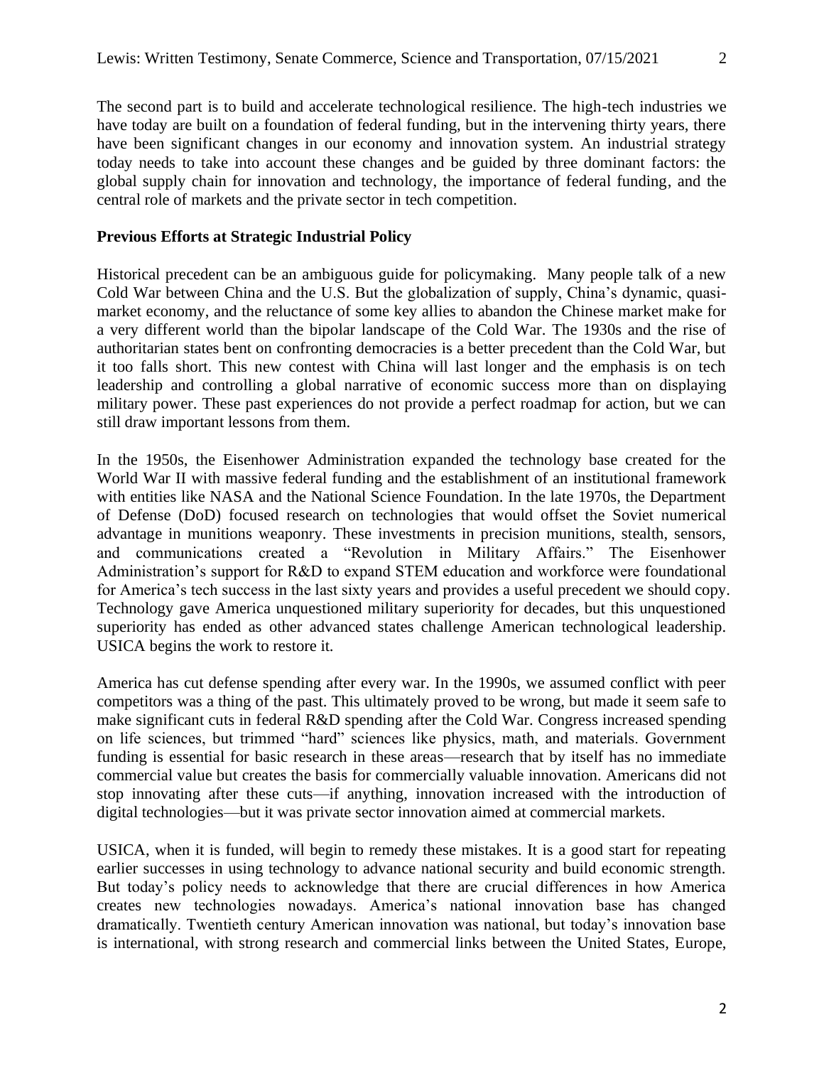The second part is to build and accelerate technological resilience. The high-tech industries we have today are built on a foundation of federal funding, but in the intervening thirty years, there have been significant changes in our economy and innovation system. An industrial strategy today needs to take into account these changes and be guided by three dominant factors: the global supply chain for innovation and technology, the importance of federal funding, and the central role of markets and the private sector in tech competition.

**Previous Efforts at Strategic Industrial Policy**

Historical precedent can be an ambiguous guide for policymaking. Many people talk of a new Cold War between China and the U.S. But the globalization of supply, China's dynamic, quasi-market economy, and the reluctance of some key allies to abandon the Chinese market make for a very different world than the bipolar landscape of the Cold War. The 1930s and the rise of authoritarian states bent on confronting democracies is a better precedent than the Cold War, but it too falls short. This new contest with China will last longer and the emphasis is on tech leadership and controlling a global narrative of economic success more than on displaying military power. These past experiences do not provide a perfect roadmap for action, but we can still draw important lessons from them.

In the 1950s, the Eisenhower Administration expanded the technology base created for the World War II with massive federal funding and the establishment of an institutional framework with entities like NASA and the National Science Foundation. In the late 1970s, the Department of Defense (DoD) focused research on technologies that would offset the Soviet numerical advantage in munitions weaponry. These investments in precision munitions, stealth, sensors, and communications created a "Revolution in Military Affairs." The Eisenhower Administration's support for R&D to expand STEM education and workforce were foundational for America's tech success in the last sixty years and provides a useful precedent we should copy. Technology gave America unquestioned military superiority for decades, but this unquestioned superiority has ended as other advanced states challenge American technological leadership. USICA begins the work to restore it.

America has cut defense spending after every war. In the 1990s, we assumed conflict with peer competitors was a thing of the past. This ultimately proved to be wrong, but made it seem safe to make significant cuts in federal R&D spending after the Cold War. Congress increased spending on life sciences, but trimmed "hard" sciences like physics, math, and materials. Government funding is essential for basic research in these areas—research that by itself has no immediate commercial value but creates the basis for commercially valuable innovation. Americans did not stop innovating after these cuts—if anything, innovation increased with the introduction of digital technologies—but it was private sector innovation aimed at commercial markets.

USICA, when it is funded, will begin to remedy these mistakes. It is a good start for repeating earlier successes in using technology to advance national security and build economic strength. But today's policy needs to acknowledge that there are crucial differences in how America creates new technologies nowadays. America's national innovation base has changed dramatically. Twentieth century American innovation was national, but today's innovation base is international, with strong research and commercial links between the United States, Europe,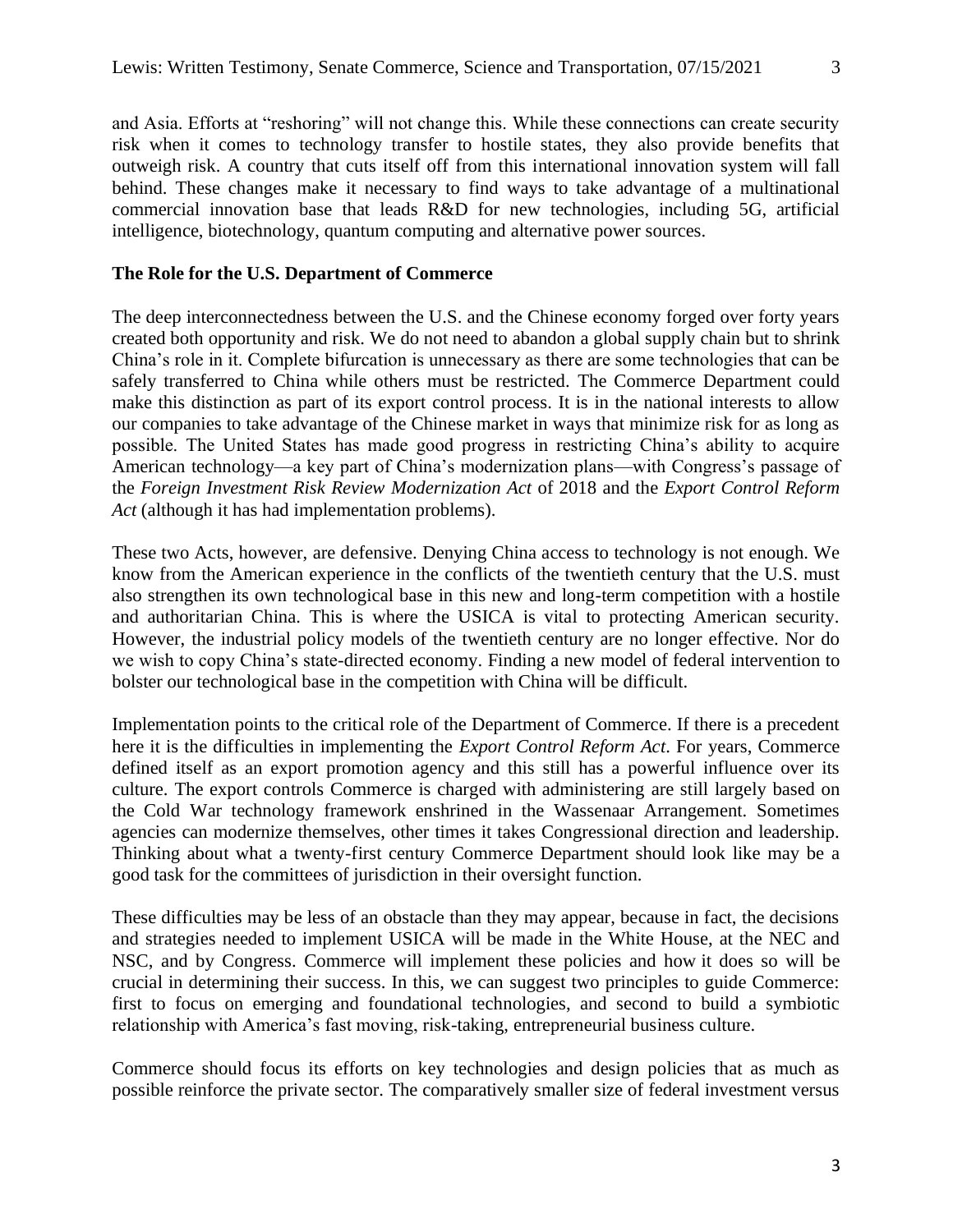and Asia. Efforts at "reshoring" will not change this. While these connections can create security risk when it comes to technology transfer to hostile states, they also provide benefits that outweigh risk. A country that cuts itself off from this international innovation system will fall behind. These changes make it necessary to find ways to take advantage of a multinational commercial innovation base that leads R&D for new technologies, including 5G, artificial intelligence, biotechnology, quantum computing and alternative power sources.

**The Role for the U.S. Department of Commerce**

The deep interconnectedness between the U.S. and the Chinese economy forged over forty years created both opportunity and risk. We do not need to abandon a global supply chain but to shrink China's role in it. Complete bifurcation is unnecessary as there are some technologies that can be safely transferred to China while others must be restricted. The Commerce Department could make this distinction as part of its export control process. It is in the national interests to allow our companies to take advantage of the Chinese market in ways that minimize risk for as long as possible. The United States has made good progress in restricting China's ability to acquire American technology—a key part of China's modernization plans—with Congress's passage of the *Foreign Investment Risk Review Modernization Act* of 2018 and the *Export Control Reform Act* (although it has had implementation problems).

These two Acts, however, are defensive. Denying China access to technology is not enough. We know from the American experience in the conflicts of the twentieth century that the U.S. must also strengthen its own technological base in this new and long-term competition with a hostile and authoritarian China. This is where the USICA is vital to protecting American security. However, the industrial policy models of the twentieth century are no longer effective. Nor do we wish to copy China's state-directed economy. Finding a new model of federal intervention to bolster our technological base in the competition with China will be difficult.

Implementation points to the critical role of the Department of Commerce. If there is a precedent here it is the difficulties in implementing the *Export Control Reform Act*. For years, Commerce defined itself as an export promotion agency and this still has a powerful influence over its culture. The export controls Commerce is charged with administering are still largely based on the Cold War technology framework enshrined in the Wassenaar Arrangement. Sometimes agencies can modernize themselves, other times it takes Congressional direction and leadership. Thinking about what a twenty-first century Commerce Department should look like may be a good task for the committees of jurisdiction in their oversight function.

These difficulties may be less of an obstacle than they may appear, because in fact, the decisions and strategies needed to implement USICA will be made in the White House, at the NEC and NSC, and by Congress. Commerce will implement these policies and how it does so will be crucial in determining their success. In this, we can suggest two principles to guide Commerce: first to focus on emerging and foundational technologies, and second to build a symbiotic relationship with America's fast moving, risk-taking, entrepreneurial business culture.

Commerce should focus its efforts on key technologies and design policies that as much as possible reinforce the private sector. The comparatively smaller size of federal investment versus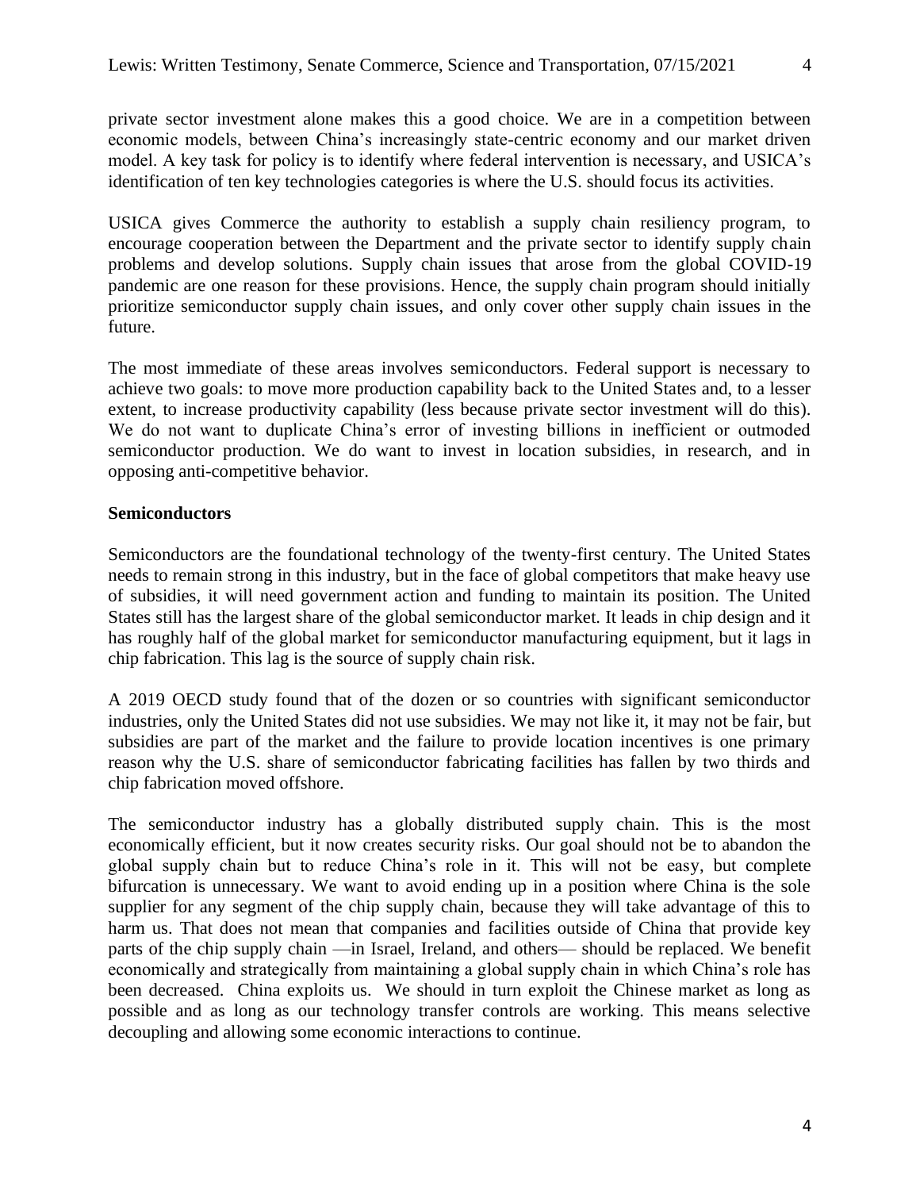private sector investment alone makes this a good choice. We are in a competition between economic models, between China's increasingly state-centric economy and our market driven model. A key task for policy is to identify where federal intervention is necessary, and USICA's identification of ten key technologies categories is where the U.S. should focus its activities.

USICA gives Commerce the authority to establish a supply chain resiliency program, to encourage cooperation between the Department and the private sector to identify supply chain problems and develop solutions. Supply chain issues that arose from the global COVID-19 pandemic are one reason for these provisions. Hence, the supply chain program should initially prioritize semiconductor supply chain issues, and only cover other supply chain issues in the future.

The most immediate of these areas involves semiconductors. Federal support is necessary to achieve two goals: to move more production capability back to the United States and, to a lesser extent, to increase productivity capability (less because private sector investment will do this). We do not want to duplicate China's error of investing billions in inefficient or outmoded semiconductor production. We do want to invest in location subsidies, in research, and in opposing anti-competitive behavior.

**Semiconductors**

Semiconductors are the foundational technology of the twenty-first century. The United States needs to remain strong in this industry, but in the face of global competitors that make heavy use of subsidies, it will need government action and funding to maintain its position. The United States still has the largest share of the global semiconductor market. It leads in chip design and it has roughly half of the global market for semiconductor manufacturing equipment, but it lags in chip fabrication. This lag is the source of supply chain risk.

A 2019 OECD study found that of the dozen or so countries with significant semiconductor industries, only the United States did not use subsidies. We may not like it, it may not be fair, but subsidies are part of the market and the failure to provide location incentives is one primary reason why the U.S. share of semiconductor fabricating facilities has fallen by two thirds and chip fabrication moved offshore.

The semiconductor industry has a globally distributed supply chain. This is the most economically efficient, but it now creates security risks. Our goal should not be to abandon the global supply chain but to reduce China's role in it. This will not be easy, but complete bifurcation is unnecessary. We want to avoid ending up in a position where China is the sole supplier for any segment of the chip supply chain, because they will take advantage of this to harm us. That does not mean that companies and facilities outside of China that provide key parts of the chip supply chain —in Israel, Ireland, and others— should be replaced. We benefit economically and strategically from maintaining a global supply chain in which China's role has been decreased. China exploits us. We should in turn exploit the Chinese market as long as possible and as long as our technology transfer controls are working. This means selective decoupling and allowing some economic interactions to continue.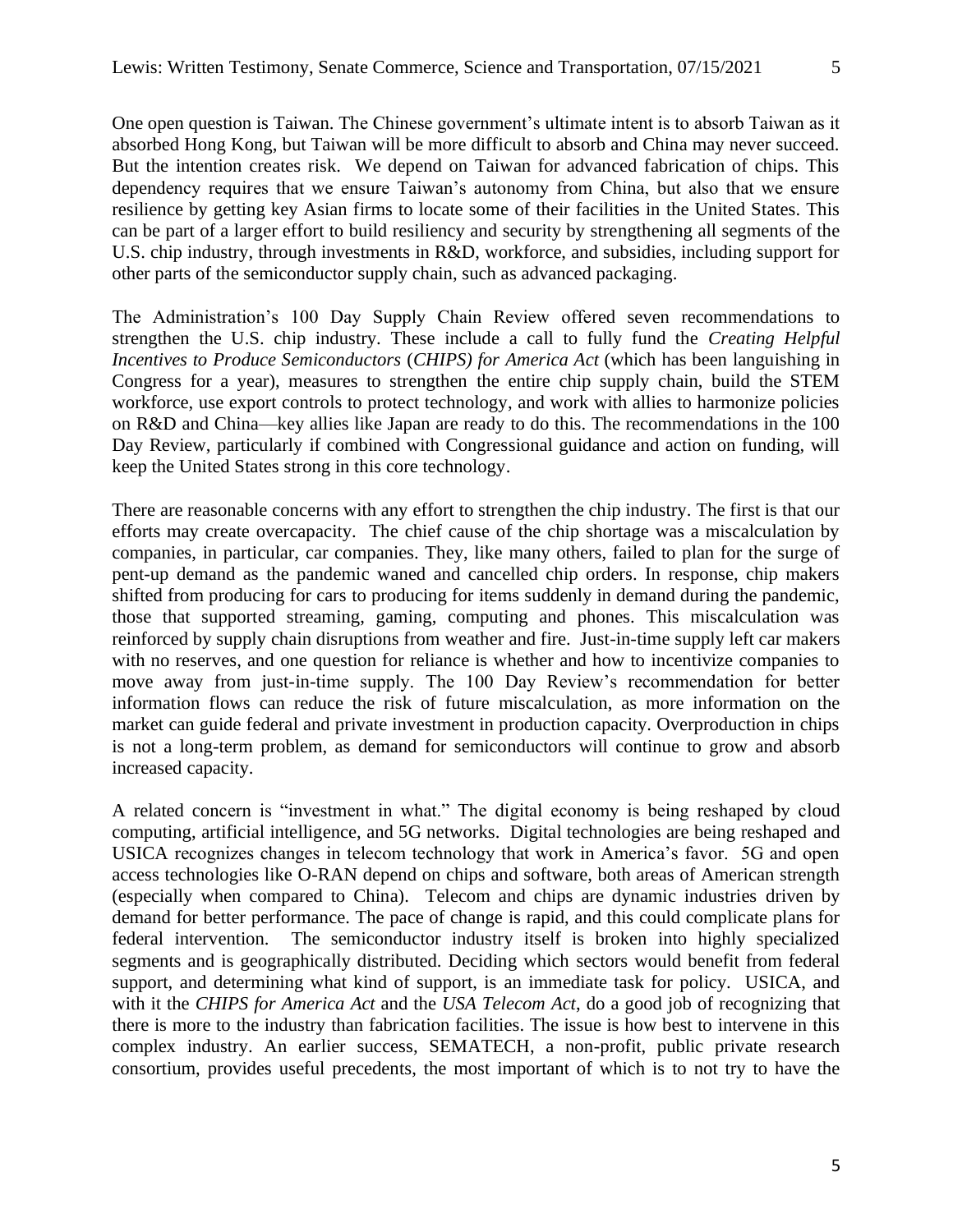One open question is Taiwan. The Chinese government's ultimate intent is to absorb Taiwan as it absorbed Hong Kong, but Taiwan will be more difficult to absorb and China may never succeed. But the intention creates risk. We depend on Taiwan for advanced fabrication of chips. This dependency requires that we ensure Taiwan's autonomy from China, but also that we ensure resilience by getting key Asian firms to locate some of their facilities in the United States. This can be part of a larger effort to build resiliency and security by strengthening all segments of the U.S. chip industry, through investments in R&D, workforce, and subsidies, including support for other parts of the semiconductor supply chain, such as advanced packaging.

The Administration's 100 Day Supply Chain Review offered seven recommendations to strengthen the U.S. chip industry. These include a call to fully fund the *Creating Helpful Incentives to Produce Semiconductors* (*CHIPS) for America Act* (which has been languishing in Congress for a year), measures to strengthen the entire chip supply chain, build the STEM workforce, use export controls to protect technology, and work with allies to harmonize policies on R&D and China—key allies like Japan are ready to do this. The recommendations in the 100 Day Review, particularly if combined with Congressional guidance and action on funding, will keep the United States strong in this core technology.

There are reasonable concerns with any effort to strengthen the chip industry. The first is that our efforts may create overcapacity. The chief cause of the chip shortage was a miscalculation by companies, in particular, car companies. They, like many others, failed to plan for the surge of pent-up demand as the pandemic waned and cancelled chip orders. In response, chip makers shifted from producing for cars to producing for items suddenly in demand during the pandemic, those that supported streaming, gaming, computing and phones. This miscalculation was reinforced by supply chain disruptions from weather and fire. Just-in-time supply left car makers with no reserves, and one question for reliance is whether and how to incentivize companies to move away from just-in-time supply. The 100 Day Review's recommendation for better information flows can reduce the risk of future miscalculation, as more information on the market can guide federal and private investment in production capacity. Overproduction in chips is not a long-term problem, as demand for semiconductors will continue to grow and absorb increased capacity.

A related concern is "investment in what." The digital economy is being reshaped by cloud computing, artificial intelligence, and 5G networks. Digital technologies are being reshaped and USICA recognizes changes in telecom technology that work in America's favor. 5G and open access technologies like O-RAN depend on chips and software, both areas of American strength (especially when compared to China). Telecom and chips are dynamic industries driven by demand for better performance. The pace of change is rapid, and this could complicate plans for federal intervention. The semiconductor industry itself is broken into highly specialized segments and is geographically distributed. Deciding which sectors would benefit from federal support, and determining what kind of support, is an immediate task for policy. USICA, and with it the *CHIPS for America Act* and the *USA Telecom Act*, do a good job of recognizing that there is more to the industry than fabrication facilities. The issue is how best to intervene in this complex industry. An earlier success, SEMATECH, a non-profit, public private research consortium, provides useful precedents, the most important of which is to not try to have the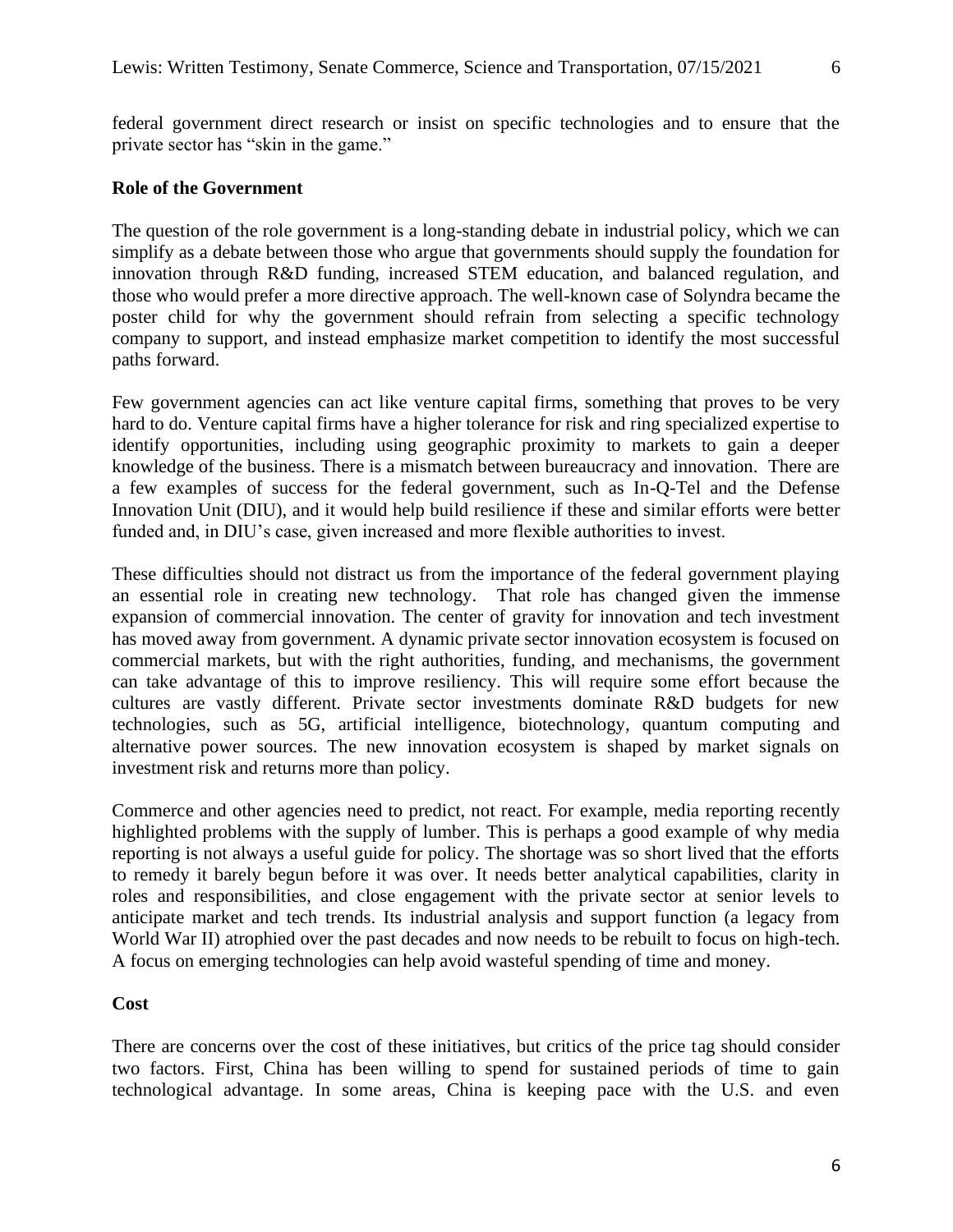federal government direct research or insist on specific technologies and to ensure that the private sector has "skin in the game."

**Role of the Government**

The question of the role government is a long-standing debate in industrial policy, which we can simplify as a debate between those who argue that governments should supply the foundation for innovation through R&D funding, increased STEM education, and balanced regulation, and those who would prefer a more directive approach. The well-known case of Solyndra became the poster child for why the government should refrain from selecting a specific technology company to support, and instead emphasize market competition to identify the most successful paths forward.

Few government agencies can act like venture capital firms, something that proves to be very hard to do. Venture capital firms have a higher tolerance for risk and ring specialized expertise to identify opportunities, including using geographic proximity to markets to gain a deeper knowledge of the business. There is a mismatch between bureaucracy and innovation. There are a few examples of success for the federal government, such as In-Q-Tel and the Defense Innovation Unit (DIU), and it would help build resilience if these and similar efforts were better funded and, in DIU's case, given increased and more flexible authorities to invest.

These difficulties should not distract us from the importance of the federal government playing an essential role in creating new technology. That role has changed given the immense expansion of commercial innovation. The center of gravity for innovation and tech investment has moved away from government. A dynamic private sector innovation ecosystem is focused on commercial markets, but with the right authorities, funding, and mechanisms, the government can take advantage of this to improve resiliency. This will require some effort because the cultures are vastly different. Private sector investments dominate R&D budgets for new technologies, such as 5G, artificial intelligence, biotechnology, quantum computing and alternative power sources. The new innovation ecosystem is shaped by market signals on investment risk and returns more than policy.

Commerce and other agencies need to predict, not react. For example, media reporting recently highlighted problems with the supply of lumber. This is perhaps a good example of why media reporting is not always a useful guide for policy. The shortage was so short lived that the efforts to remedy it barely begun before it was over. It needs better analytical capabilities, clarity in roles and responsibilities, and close engagement with the private sector at senior levels to anticipate market and tech trends. Its industrial analysis and support function (a legacy from World War II) atrophied over the past decades and now needs to be rebuilt to focus on high-tech. A focus on emerging technologies can help avoid wasteful spending of time and money.

**Cost**

There are concerns over the cost of these initiatives, but critics of the price tag should consider two factors. First, China has been willing to spend for sustained periods of time to gain technological advantage. In some areas, China is keeping pace with the U.S. and even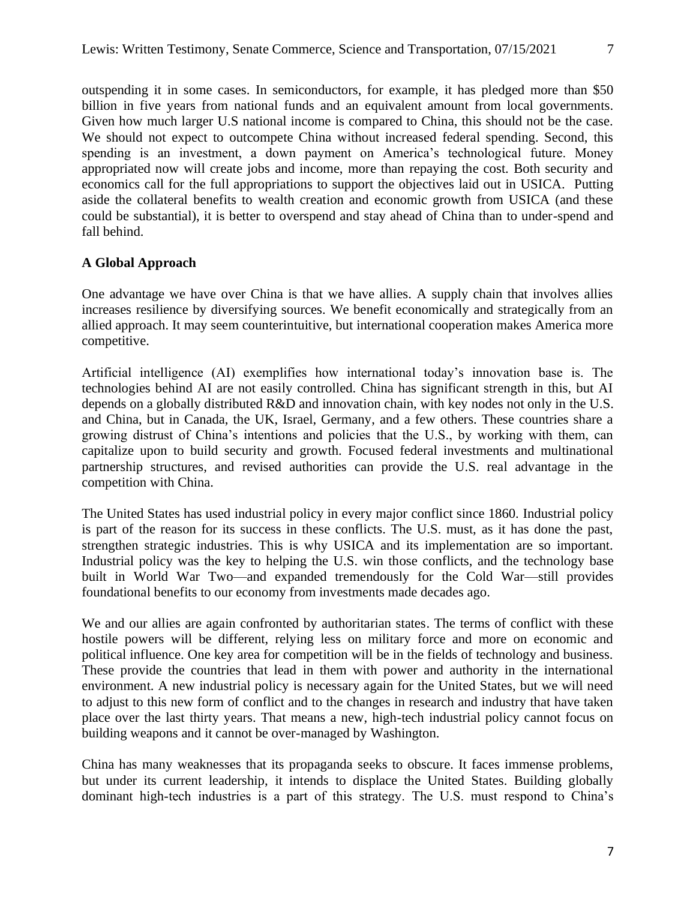outspending it in some cases. In semiconductors, for example, it has pledged more than $50 billion in five years from national funds and an equivalent amount from local governments. Given how much larger U.S national income is compared to China, this should not be the case. We should not expect to outcompete China without increased federal spending. Second, this spending is an investment, a down payment on America's technological future. Money appropriated now will create jobs and income, more than repaying the cost. Both security and economics call for the full appropriations to support the objectives laid out in USICA. Putting aside the collateral benefits to wealth creation and economic growth from USICA (and these could be substantial), it is better to overspend and stay ahead of China than to under-spend and fall behind.

**A Global Approach**

One advantage we have over China is that we have allies. A supply chain that involves allies increases resilience by diversifying sources. We benefit economically and strategically from an allied approach. It may seem counterintuitive, but international cooperation makes America more competitive.

Artificial intelligence (AI) exemplifies how international today's innovation base is. The technologies behind AI are not easily controlled. China has significant strength in this, but AI depends on a globally distributed R&D and innovation chain, with key nodes not only in the U.S. and China, but in Canada, the UK, Israel, Germany, and a few others. These countries share a growing distrust of China's intentions and policies that the U.S., by working with them, can capitalize upon to build security and growth. Focused federal investments and multinational partnership structures, and revised authorities can provide the U.S. real advantage in the competition with China.

The United States has used industrial policy in every major conflict since 1860. Industrial policy is part of the reason for its success in these conflicts. The U.S. must, as it has done the past, strengthen strategic industries. This is why USICA and its implementation are so important. Industrial policy was the key to helping the U.S. win those conflicts, and the technology base built in World War Two—and expanded tremendously for the Cold War—still provides foundational benefits to our economy from investments made decades ago.

We and our allies are again confronted by authoritarian states. The terms of conflict with these hostile powers will be different, relying less on military force and more on economic and political influence. One key area for competition will be in the fields of technology and business. These provide the countries that lead in them with power and authority in the international environment. A new industrial policy is necessary again for the United States, but we will need to adjust to this new form of conflict and to the changes in research and industry that have taken place over the last thirty years. That means a new, high-tech industrial policy cannot focus on building weapons and it cannot be over-managed by Washington.

China has many weaknesses that its propaganda seeks to obscure. It faces immense problems, but under its current leadership, it intends to displace the United States. Building globally dominant high-tech industries is a part of this strategy. The U.S. must respond to China's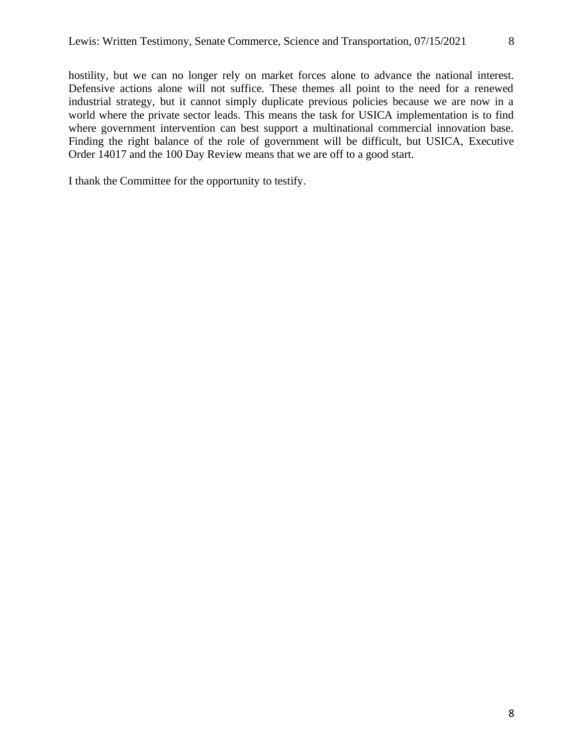hostility, but we can no longer rely on market forces alone to advance the national interest. Defensive actions alone will not suffice. These themes all point to the need for a renewed industrial strategy, but it cannot simply duplicate previous policies because we are now in a world where the private sector leads. This means the task for USICA implementation is to find where government intervention can best support a multinational commercial innovation base. Finding the right balance of the role of government will be difficult, but USICA, Executive Order 14017 and the 100 Day Review means that we are off to a good start.

I thank the Committee for the opportunity to testify.